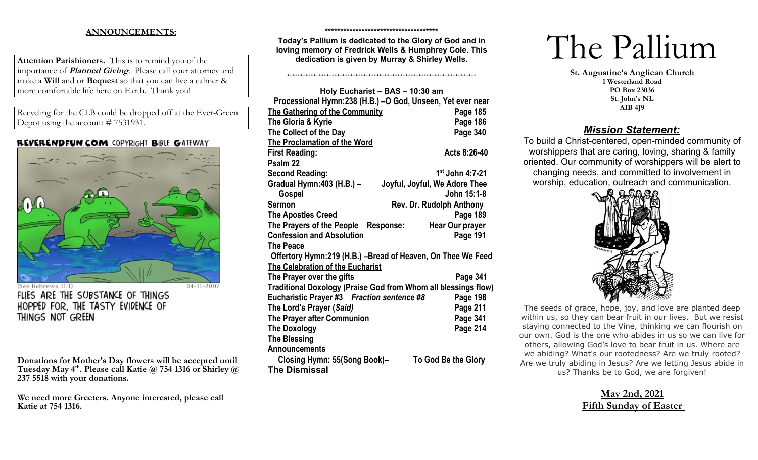**ANNOUNCEMENTS:**

**Attention Parishioners.** This is to remind you of the importance of ***Planned Giving***. Please call your attorney and make a **Will** and or **Bequest** so that you can live a calmer & more comfortable life here on Earth. Thank you!

Recycling for the CLB could be dropped off at the Ever-Green Depot using the account # 7531931.

REVERENDFUN.COM COPYRIGHT BIBLE GATEWAY

(See Hebrews 11:1) 04-11-2007

FLIES ARE THE SUBSTANCE OF THINGS HOPPED FOR, THE TASTY EVIDENCE OF THINGS NOT GREEN

**Donations for Mother's Day flowers will be accepted until Tuesday May 4th. Please call Katie @ 754 1316 or Shirley @ 237 5518 with your donations.**

**We need more Greeters. Anyone interested, please call Katie at 754 1316.**

**Today's Pallium is dedicated to the Glory of God and in loving memory of Fredrick Wells & Humphrey Cole. This dedication is given by Murray & Shirley Wells.**

**Holy Eucharist – BAS – 10:30 am**

**Processional Hymn:238 (H.B.) –O God, Unseen, Yet ever near**

| | |
|---|---|
| **The Gathering of the Community** | **Page 185** |
| **The Gloria & Kyrie** | **Page 186** |
| **The Collect of the Day** | **Page 340** |
| **The Proclamation of the Word** | |
| **First Reading:** | **Acts 8:26-40** |
| **Psalm 22** | |
| **Second Reading:** | **1st John 4:7-21** |
| **Gradual Hymn:403 (H.B.) –** | **Joyful, Joyful, We Adore Thee** |
| **Gospel** | **John 15:1-8** |
| **Sermon** | **Rev. Dr. Rudolph Anthony** |
| **The Apostles Creed** | **Page 189** |
| **The Prayers of the People Response:** | **Hear Our prayer** |
| **Confession and Absolution** | **Page 191** |
| **The Peace** | |

**Offertory Hymn:219 (H.B.) –Bread of Heaven, On Thee We Feed**

| | |
|---|---|
| **The Celebration of the Eucharist** | |
| **The Prayer over the gifts** | **Page 341** |
| **Traditional Doxology (Praise God from Whom all blessings flow)** | |
| **Eucharistic Prayer #3** ***Fraction sentence #8*** | **Page 198** |
| **The Lord's Prayer (*Said*)** | **Page 211** |
| **The Prayer after Communion** | **Page 341** |
| **The Doxology** | **Page 214** |
| **The Blessing** | |
| **Announcements** | |
| **Closing Hymn: 55(Song Book)–** | **To God Be the Glory** |
| **The Dismissal** | |

# The Pallium

**St. Augustine's Anglican Church**
**1 Westerland Road**
**PO Box 23036**
**St. John's NL**
**A1B 4J9**

## ***Mission Statement:***

To build a Christ-centered, open-minded community of worshippers that are caring, loving, sharing & family oriented. Our community of worshippers will be alert to changing needs, and committed to involvement in worship, education, outreach and communication.

The seeds of grace, hope, joy, and love are planted deep within us, so they can bear fruit in our lives. But we resist staying connected to the Vine, thinking we can flourish on our own. God is the one who abides in us so we can live for others, allowing God's love to bear fruit in us. Where are we abiding? What's our rootedness? Are we truly rooted? Are we truly abiding in Jesus? Are we letting Jesus abide in us? Thanks be to God, we are forgiven!

**May 2nd, 2021**
**Fifth Sunday of Easter**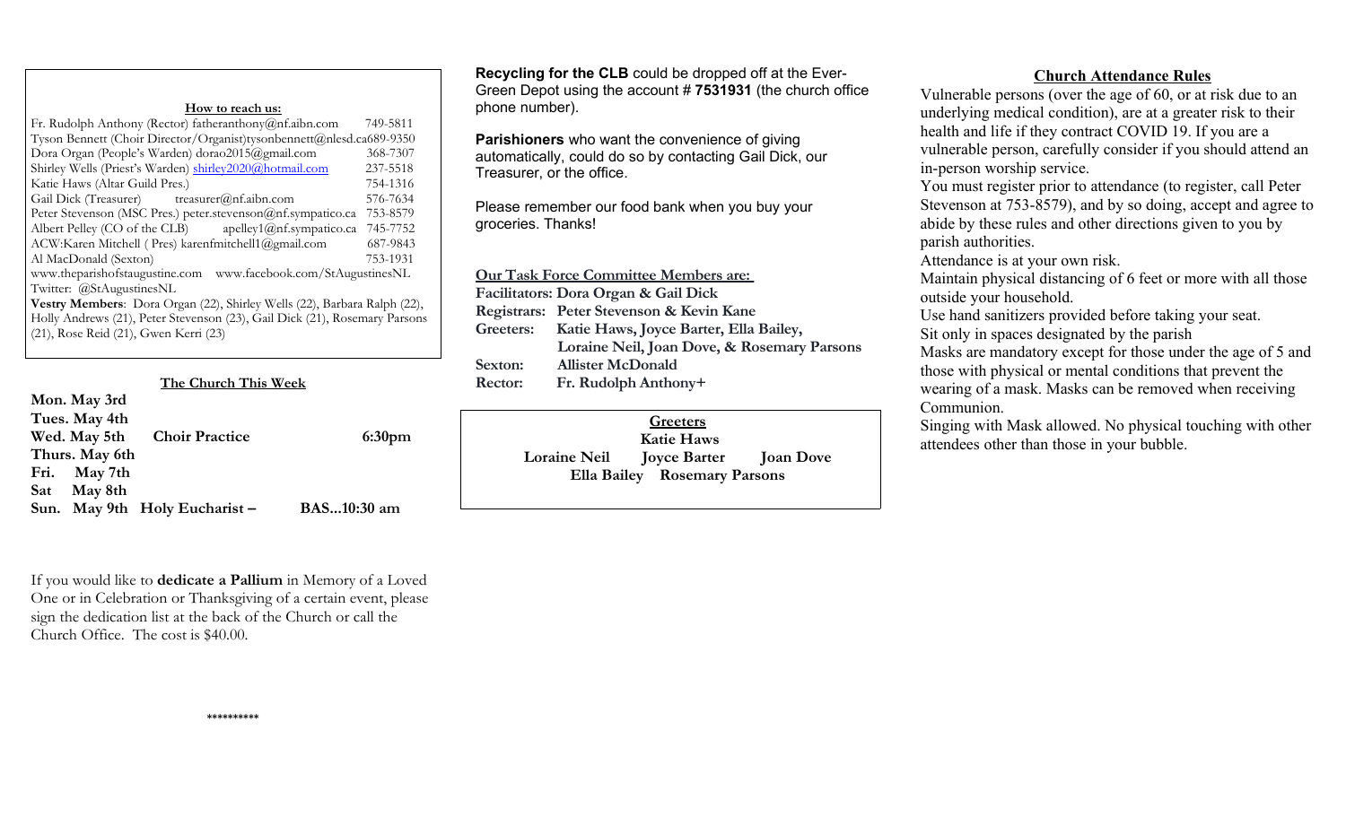## How to reach us:

Fr. Rudolph Anthony (Rector) fatheranthony@nf.aibn.com 749-5811
Tyson Bennett (Choir Director/Organist)tysonbennett@nlesd.ca689-9350
Dora Organ (People's Warden) dorao2015@gmail.com 368-7307
Shirley Wells (Priest's Warden) shirley2020@hotmail.com 237-5518
Katie Haws (Altar Guild Pres.) 754-1316
Gail Dick (Treasurer) treasurer@nf.aibn.com 576-7634
Peter Stevenson (MSC Pres.) peter.stevenson@nf.sympatico.ca 753-8579
Albert Pelley (CO of the CLB) apelley1@nf.sympatico.ca 745-7752
ACW:Karen Mitchell ( Pres) karenfmitchell1@gmail.com 687-9843
Al MacDonald (Sexton) 753-1931
www.theparishofstaugustine.com www.facebook.com/StAugustinesNL
Twitter: @StAugustinesNL

**Vestry Members**: Dora Organ (22), Shirley Wells (22), Barbara Ralph (22), Holly Andrews (21), Peter Stevenson (23), Gail Dick (21), Rosemary Parsons (21), Rose Reid (21), Gwen Kerri (23)

## The Church This Week

| | | |
|---|---|---|
| **Mon. May 3rd** | | |
| **Tues. May 4th** | | |
| **Wed. May 5th** | **Choir Practice** | **6:30pm** |
| **Thurs. May 6th** | | |
| **Fri. May 7th** | | |
| **Sat May 8th** | | |
| **Sun. May 9th** | **Holy Eucharist –** | **BAS...10:30 am** |

If you would like to **dedicate a Pallium** in Memory of a Loved One or in Celebration or Thanksgiving of a certain event, please sign the dedication list at the back of the Church or call the Church Office. The cost is $40.00.

**********

**Recycling for the CLB** could be dropped off at the Ever-Green Depot using the account # **7531931** (the church office phone number).

**Parishioners** who want the convenience of giving automatically, could do so by contacting Gail Dick, our Treasurer, or the office.

Please remember our food bank when you buy your groceries. Thanks!

**Our Task Force Committee Members are:**

**Facilitators: Dora Organ & Gail Dick**
**Registrars: Peter Stevenson & Kevin Kane**
**Greeters: Katie Haws, Joyce Barter, Ella Bailey, Loraine Neil, Joan Dove, & Rosemary Parsons**
**Sexton: Allister McDonald**
**Rector: Fr. Rudolph Anthony+**

**Greeters**

**Katie Haws**
**Loraine Neil Joyce Barter Joan Dove**
**Ella Bailey Rosemary Parsons**

## Church Attendance Rules

Vulnerable persons (over the age of 60, or at risk due to an underlying medical condition), are at a greater risk to their health and life if they contract COVID 19. If you are a vulnerable person, carefully consider if you should attend an in-person worship service.

You must register prior to attendance (to register, call Peter Stevenson at 753-8579), and by so doing, accept and agree to abide by these rules and other directions given to you by parish authorities.

Attendance is at your own risk.

Maintain physical distancing of 6 feet or more with all those outside your household.

Use hand sanitizers provided before taking your seat.

Sit only in spaces designated by the parish

Masks are mandatory except for those under the age of 5 and those with physical or mental conditions that prevent the wearing of a mask. Masks can be removed when receiving Communion.

Singing with Mask allowed. No physical touching with other attendees other than those in your bubble.